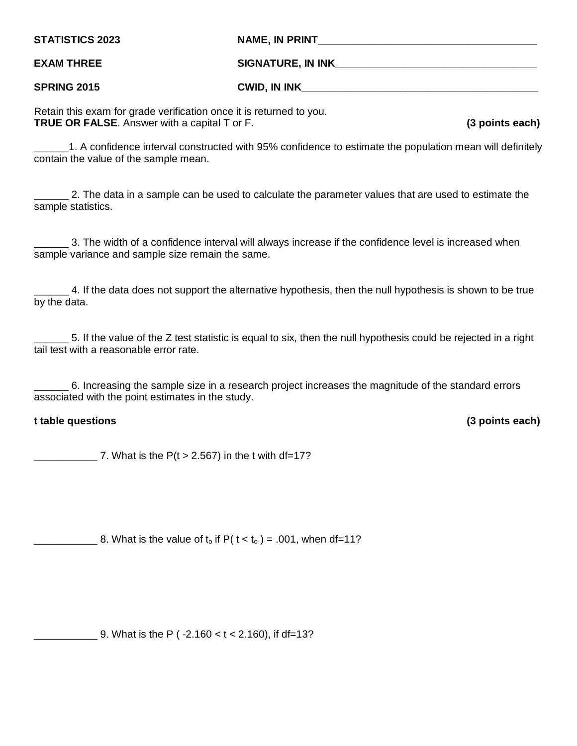**STATISTICS 2023** **NAME, IN PRINT**______________________________________

**EXAM THREE** **SIGNATURE, IN INK**___________________________________

**SPRING 2015** **CWID, IN INK**_________________________________________

Retain this exam for grade verification once it is returned to you.

**TRUE OR FALSE**. Answer with a capital T or F. **(3 points each)**

______1. A confidence interval constructed with 95% confidence to estimate the population mean will definitely contain the value of the sample mean.

______ 2. The data in a sample can be used to calculate the parameter values that are used to estimate the sample statistics.

______ 3. The width of a confidence interval will always increase if the confidence level is increased when sample variance and sample size remain the same.

______ 4. If the data does not support the alternative hypothesis, then the null hypothesis is shown to be true by the data.

______ 5. If the value of the Z test statistic is equal to six, then the null hypothesis could be rejected in a right tail test with a reasonable error rate.

______ 6. Increasing the sample size in a research project increases the magnitude of the standard errors associated with the point estimates in the study.

**t table questions** **(3 points each)**

___________ 7. What is the $P(t > 2.567)$ in the t with df=17?

___________ 8. What is the value of $t_o$ if $P( t < t_o ) = .001$, when df=11?

___________ 9. What is the $P ( -2.160 < t < 2.160)$, if df=13?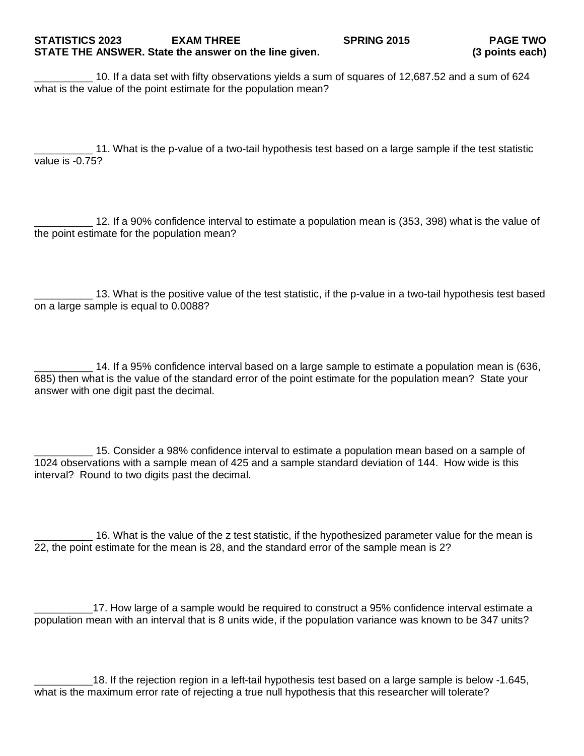**STATISTICS 2023 EXAM THREE SPRING 2015 PAGE TWO**

**STATE THE ANSWER. State the answer on the line given. (3 points each)**

__________ 10. If a data set with fifty observations yields a sum of squares of 12,687.52 and a sum of 624 what is the value of the point estimate for the population mean?

__________ 11. What is the p-value of a two-tail hypothesis test based on a large sample if the test statistic value is -0.75?

__________ 12. If a 90% confidence interval to estimate a population mean is (353, 398) what is the value of the point estimate for the population mean?

__________ 13. What is the positive value of the test statistic, if the p-value in a two-tail hypothesis test based on a large sample is equal to 0.0088?

__________ 14. If a 95% confidence interval based on a large sample to estimate a population mean is (636, 685) then what is the value of the standard error of the point estimate for the population mean? State your answer with one digit past the decimal.

__________ 15. Consider a 98% confidence interval to estimate a population mean based on a sample of 1024 observations with a sample mean of 425 and a sample standard deviation of 144. How wide is this interval? Round to two digits past the decimal.

__________ 16. What is the value of the z test statistic, if the hypothesized parameter value for the mean is 22, the point estimate for the mean is 28, and the standard error of the sample mean is 2?

__________17. How large of a sample would be required to construct a 95% confidence interval estimate a population mean with an interval that is 8 units wide, if the population variance was known to be 347 units?

__________18. If the rejection region in a left-tail hypothesis test based on a large sample is below -1.645, what is the maximum error rate of rejecting a true null hypothesis that this researcher will tolerate?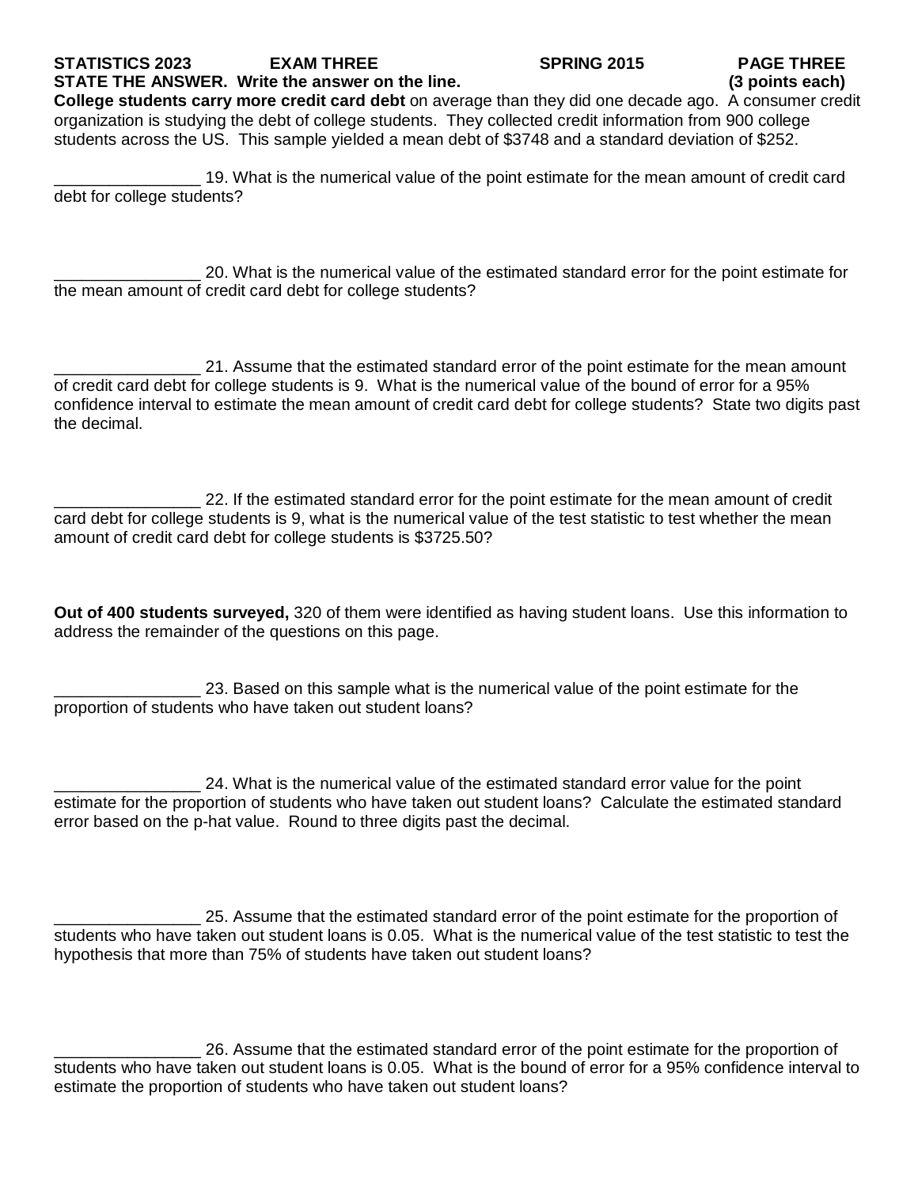**STATISTICS 2023 EXAM THREE SPRING 2015 PAGE THREE**

**STATE THE ANSWER. Write the answer on the line. (3 points each)**

**College students carry more credit card debt** on average than they did one decade ago. A consumer credit organization is studying the debt of college students. They collected credit information from 900 college students across the US. This sample yielded a mean debt of $3748 and a standard deviation of $252.

________________ 19. What is the numerical value of the point estimate for the mean amount of credit card debt for college students?

________________ 20. What is the numerical value of the estimated standard error for the point estimate for the mean amount of credit card debt for college students?

________________ 21. Assume that the estimated standard error of the point estimate for the mean amount of credit card debt for college students is 9. What is the numerical value of the bound of error for a 95% confidence interval to estimate the mean amount of credit card debt for college students? State two digits past the decimal.

________________ 22. If the estimated standard error for the point estimate for the mean amount of credit card debt for college students is 9, what is the numerical value of the test statistic to test whether the mean amount of credit card debt for college students is $3725.50?

**Out of 400 students surveyed,** 320 of them were identified as having student loans. Use this information to address the remainder of the questions on this page.

________________ 23. Based on this sample what is the numerical value of the point estimate for the proportion of students who have taken out student loans?

________________ 24. What is the numerical value of the estimated standard error value for the point estimate for the proportion of students who have taken out student loans? Calculate the estimated standard error based on the p-hat value. Round to three digits past the decimal.

________________ 25. Assume that the estimated standard error of the point estimate for the proportion of students who have taken out student loans is 0.05. What is the numerical value of the test statistic to test the hypothesis that more than 75% of students have taken out student loans?

________________ 26. Assume that the estimated standard error of the point estimate for the proportion of students who have taken out student loans is 0.05. What is the bound of error for a 95% confidence interval to estimate the proportion of students who have taken out student loans?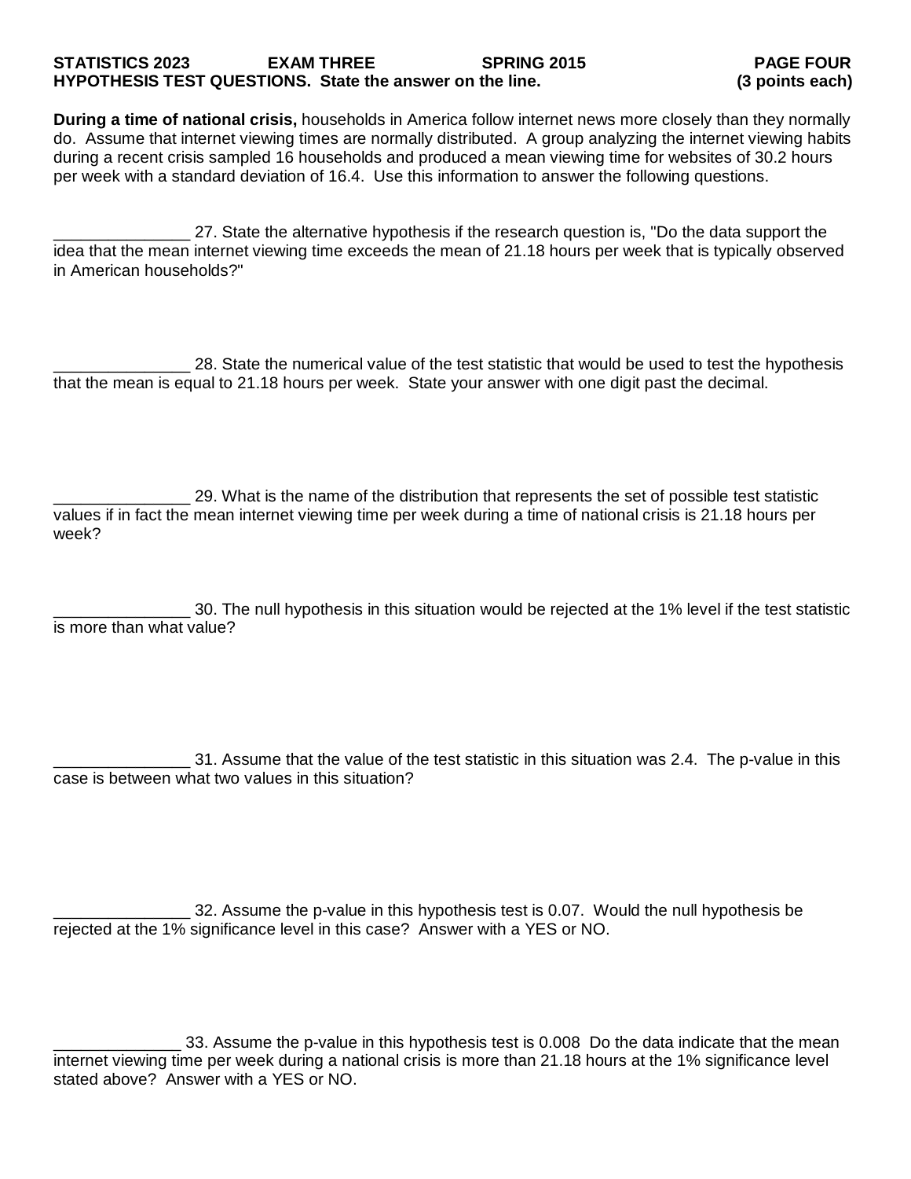**STATISTICS 2023 EXAM THREE SPRING 2015 PAGE FOUR**

**HYPOTHESIS TEST QUESTIONS. State the answer on the line. (3 points each)**

**During a time of national crisis,** households in America follow internet news more closely than they normally do. Assume that internet viewing times are normally distributed. A group analyzing the internet viewing habits during a recent crisis sampled 16 households and produced a mean viewing time for websites of 30.2 hours per week with a standard deviation of 16.4. Use this information to answer the following questions.

_______________ 27. State the alternative hypothesis if the research question is, "Do the data support the idea that the mean internet viewing time exceeds the mean of 21.18 hours per week that is typically observed in American households?"

_______________ 28. State the numerical value of the test statistic that would be used to test the hypothesis that the mean is equal to 21.18 hours per week. State your answer with one digit past the decimal.

_______________ 29. What is the name of the distribution that represents the set of possible test statistic values if in fact the mean internet viewing time per week during a time of national crisis is 21.18 hours per week?

_______________ 30. The null hypothesis in this situation would be rejected at the 1% level if the test statistic is more than what value?

_______________ 31. Assume that the value of the test statistic in this situation was 2.4. The p-value in this case is between what two values in this situation?

_______________ 32. Assume the p-value in this hypothesis test is 0.07. Would the null hypothesis be rejected at the 1% significance level in this case? Answer with a YES or NO.

______________ 33. Assume the p-value in this hypothesis test is 0.008 Do the data indicate that the mean internet viewing time per week during a national crisis is more than 21.18 hours at the 1% significance level stated above? Answer with a YES or NO.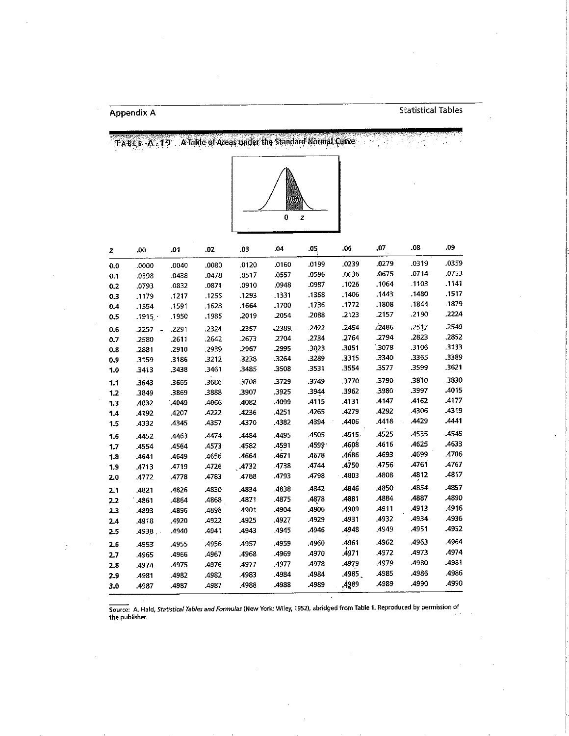Appendix A — Statistical Tables

## TABLE A.19 A Table of Areas under the Standard Normal Curve

| z | .00 | .01 | .02 | .03 | .04 | .05 | .06 | .07 | .08 | .09 |
|---|---|---|---|---|---|---|---|---|---|---|
| 0.0 | .0000 | .0040 | .0080 | .0120 | .0160 | .0199 | .0239 | .0279 | .0319 | .0359 |
| 0.1 | .0398 | .0438 | .0478 | .0517 | .0557 | .0596 | .0636 | .0675 | .0714 | .0753 |
| 0.2 | .0793 | .0832 | .0871 | .0910 | .0948 | .0987 | .1026 | .1064 | .1103 | .1141 |
| 0.3 | .1179 | .1217 | .1255 | .1293 | .1331 | .1368 | .1406 | .1443 | .1480 | .1517 |
| 0.4 | .1554 | .1591 | .1628 | .1664 | .1700 | .1736 | .1772 | .1808 | .1844 | .1879 |
| 0.5 | .1915 | .1950 | .1985 | .2019 | .2054 | .2088 | .2123 | .2157 | .2190 | .2224 |
| 0.6 | .2257 | .2291 | .2324 | .2357 | .2389 | .2422 | .2454 | .2486 | .2517 | .2549 |
| 0.7 | .2580 | .2611 | .2642 | .2673 | .2704 | .2734 | .2764 | .2794 | .2823 | .2852 |
| 0.8 | .2881 | .2910 | .2939 | .2967 | .2995 | .3023 | .3051 | .3078 | .3106 | .3133 |
| 0.9 | .3159 | .3186 | .3212 | .3238 | .3264 | .3289 | .3315 | .3340 | .3365 | .3389 |
| 1.0 | .3413 | .3438 | .3461 | .3485 | .3508 | .3531 | .3554 | .3577 | .3599 | .3621 |
| 1.1 | .3643 | .3665 | .3686 | .3708 | .3729 | .3749 | .3770 | .3790 | .3810 | .3830 |
| 1.2 | .3849 | .3869 | .3888 | .3907 | .3925 | .3944 | .3962 | .3980 | .3997 | .4015 |
| 1.3 | .4032 | .4049 | .4066 | .4082 | .4099 | .4115 | .4131 | .4147 | .4162 | .4177 |
| 1.4 | .4192 | .4207 | .4222 | .4236 | .4251 | .4265 | .4279 | .4292 | .4306 | .4319 |
| 1.5 | .4332 | .4345 | .4357 | .4370 | .4382 | .4394 | .4406 | .4418 | .4429 | .4441 |
| 1.6 | .4452 | .4463 | .4474 | .4484 | .4495 | .4505 | .4515 | .4525 | .4535 | .4545 |
| 1.7 | .4554 | .4564 | .4573 | .4582 | .4591 | .4599 | .4608 | .4616 | .4625 | .4633 |
| 1.8 | .4641 | .4649 | .4656 | .4664 | .4671 | .4678 | .4686 | .4693 | .4699 | .4706 |
| 1.9 | .4713 | .4719 | .4726 | .4732 | .4738 | .4744 | .4750 | .4756 | .4761 | .4767 |
| 2.0 | .4772 | .4778 | .4783 | .4788 | .4793 | .4798 | .4803 | .4808 | .4812 | .4817 |
| 2.1 | .4821 | .4826 | .4830 | .4834 | .4838 | .4842 | .4846 | .4850 | .4854 | .4857 |
| 2.2 | .4861 | .4864 | .4868 | .4871 | .4875 | .4878 | .4881 | .4884 | .4887 | .4890 |
| 2.3 | .4893 | .4896 | .4898 | .4901 | .4904 | .4906 | .4909 | .4911 | .4913 | .4916 |
| 2.4 | .4918 | .4920 | .4922 | .4925 | .4927 | .4929 | .4931 | .4932 | .4934 | .4936 |
| 2.5 | .4938 | .4940 | .4941 | .4943 | .4945 | .4946 | .4948 | .4949 | .4951 | .4952 |
| 2.6 | .4953 | .4955 | .4956 | .4957 | .4959 | .4960 | .4961 | .4962 | .4963 | .4964 |
| 2.7 | .4965 | .4966 | .4967 | .4968 | .4969 | .4970 | .4971 | .4972 | .4973 | .4974 |
| 2.8 | .4974 | .4975 | .4976 | .4977 | .4977 | .4978 | .4979 | .4979 | .4980 | .4981 |
| 2.9 | .4981 | .4982 | .4982 | .4983 | .4984 | .4984 | .4985 | .4985 | .4986 | .4986 |
| 3.0 | .4987 | .4987 | .4987 | .4988 | .4988 | .4989 | .4989 | .4989 | .4990 | .4990 |

Source: A. Hald, *Statistical Tables and Formulas* (New York: Wiley, 1952), abridged from Table 1. Reproduced by permission of the publisher.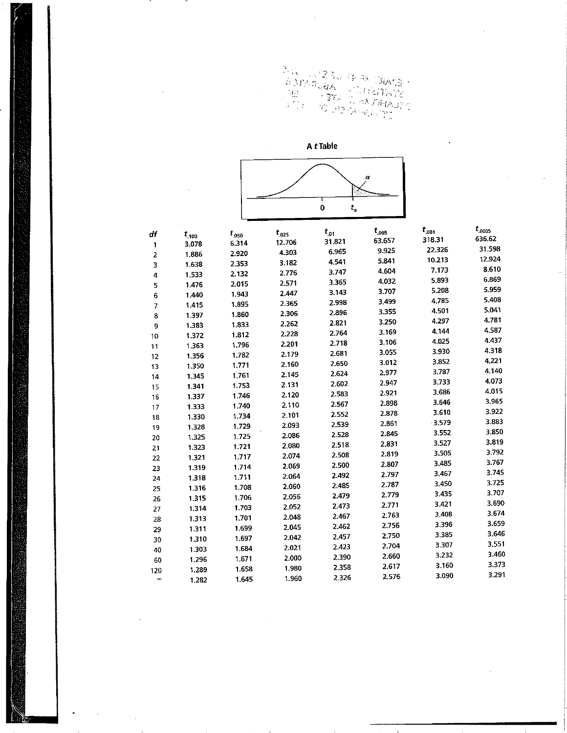# A $t$ Table

0
$t_\alpha$
$\alpha$

| df | $t_{.100}$ | $t_{.050}$ | $t_{.025}$ | $t_{.01}$ | $t_{.005}$ | $t_{.001}$ | $t_{.0005}$ |
|---|---|---|---|---|---|---|---|
| 1 | 3.078 | 6.314 | 12.706 | 31.821 | 63.657 | 318.31 | 636.62 |
| 2 | 1.886 | 2.920 | 4.303 | 6.965 | 9.925 | 22.326 | 31.598 |
| 3 | 1.638 | 2.353 | 3.182 | 4.541 | 5.841 | 10.213 | 12.924 |
| 4 | 1.533 | 2.132 | 2.776 | 3.747 | 4.604 | 7.173 | 8.610 |
| 5 | 1.476 | 2.015 | 2.571 | 3.365 | 4.032 | 5.893 | 6.869 |
| 6 | 1.440 | 1.943 | 2.447 | 3.143 | 3.707 | 5.208 | 5.959 |
| 7 | 1.415 | 1.895 | 2.365 | 2.998 | 3.499 | 4.785 | 5.408 |
| 8 | 1.397 | 1.860 | 2.306 | 2.896 | 3.355 | 4.501 | 5.041 |
| 9 | 1.383 | 1.833 | 2.262 | 2.821 | 3.250 | 4.297 | 4.781 |
| 10 | 1.372 | 1.812 | 2.228 | 2.764 | 3.169 | 4.144 | 4.587 |
| 11 | 1.363 | 1.796 | 2.201 | 2.718 | 3.106 | 4.025 | 4.437 |
| 12 | 1.356 | 1.782 | 2.179 | 2.681 | 3.055 | 3.930 | 4.318 |
| 13 | 1.350 | 1.771 | 2.160 | 2.650 | 3.012 | 3.852 | 4.221 |
| 14 | 1.345 | 1.761 | 2.145 | 2.624 | 2.977 | 3.787 | 4.140 |
| 15 | 1.341 | 1.753 | 2.131 | 2.602 | 2.947 | 3.733 | 4.073 |
| 16 | 1.337 | 1.746 | 2.120 | 2.583 | 2.921 | 3.686 | 4.015 |
| 17 | 1.333 | 1.740 | 2.110 | 2.567 | 2.898 | 3.646 | 3.965 |
| 18 | 1.330 | 1.734 | 2.101 | 2.552 | 2.878 | 3.610 | 3.922 |
| 19 | 1.328 | 1.729 | 2.093 | 2.539 | 2.861 | 3.579 | 3.883 |
| 20 | 1.325 | 1.725 | 2.086 | 2.528 | 2.845 | 3.552 | 3.850 |
| 21 | 1.323 | 1.721 | 2.080 | 2.518 | 2.831 | 3.527 | 3.819 |
| 22 | 1.321 | 1.717 | 2.074 | 2.508 | 2.819 | 3.505 | 3.792 |
| 23 | 1.319 | 1.714 | 2.069 | 2.500 | 2.807 | 3.485 | 3.767 |
| 24 | 1.318 | 1.711 | 2.064 | 2.492 | 2.797 | 3.467 | 3.745 |
| 25 | 1.316 | 1.708 | 2.060 | 2.485 | 2.787 | 3.450 | 3.725 |
| 26 | 1.315 | 1.706 | 2.056 | 2.479 | 2.779 | 3.435 | 3.707 |
| 27 | 1.314 | 1.703 | 2.052 | 2.473 | 2.771 | 3.421 | 3.690 |
| 28 | 1.313 | 1.701 | 2.048 | 2.467 | 2.763 | 3.408 | 3.674 |
| 29 | 1.311 | 1.699 | 2.045 | 2.462 | 2.756 | 3.396 | 3.659 |
| 30 | 1.310 | 1.697 | 2.042 | 2.457 | 2.750 | 3.385 | 3.646 |
| 40 | 1.303 | 1.684 | 2.021 | 2.423 | 2.704 | 3.307 | 3.551 |
| 60 | 1.296 | 1.671 | 2.000 | 2.390 | 2.660 | 3.232 | 3.460 |
| 120 | 1.289 | 1.658 | 1.980 | 2.358 | 2.617 | 3.160 | 3.373 |
| ∞ | 1.282 | 1.645 | 1.960 | 2.326 | 2.576 | 3.090 | 3.291 |